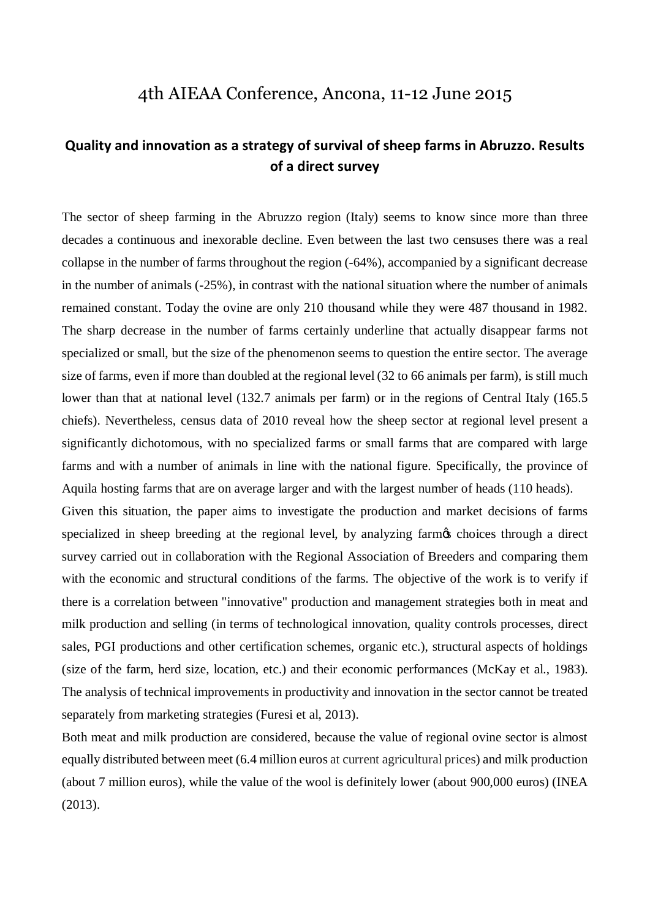# 4th AIEAA Conference, Ancona, 11-12 June 2015

## Quality and innovation as a strategy of survival of sheep farms in Abruzzo. Results of a direct survey

The sector of sheep farming in the Abruzzo region (Italy) seems to know since more than three decades a continuous and inexorable decline. Even between the last two censuses there was a real collapse in the number of farms throughout the region (-64%), accompanied by a significant decrease in the number of animals (-25%), in contrast with the national situation where the number of animals remained constant. Today the ovine are only 210 thousand while they were 487 thousand in 1982. The sharp decrease in the number of farms certainly underline that actually disappear farms not specialized or small, but the size of the phenomenon seems to question the entire sector. The average size of farms, even if more than doubled at the regional level (32 to 66 animals per farm), is still much lower than that at national level (132.7 animals per farm) or in the regions of Central Italy (165.5 chiefs). Nevertheless, census data of 2010 reveal how the sheep sector at regional level present a significantly dichotomous, with no specialized farms or small farms that are compared with large farms and with a number of animals in line with the national figure. Specifically, the province of Aquila hosting farms that are on average larger and with the largest number of heads (110 heads).

Given this situation, the paper aims to investigate the production and market decisions of farms specialized in sheep breeding at the regional level, by analyzing farm's choices through a direct survey carried out in collaboration with the Regional Association of Breeders and comparing them with the economic and structural conditions of the farms. The objective of the work is to verify if there is a correlation between "innovative" production and management strategies both in meat and milk production and selling (in terms of technological innovation, quality controls processes, direct sales, PGI productions and other certification schemes, organic etc.), structural aspects of holdings (size of the farm, herd size, location, etc.) and their economic performances (McKay et al., 1983). The analysis of technical improvements in productivity and innovation in the sector cannot be treated separately from marketing strategies (Furesi et al, 2013).

Both meat and milk production are considered, because the value of regional ovine sector is almost equally distributed between meet (6.4 million euros at current agricultural prices) and milk production (about 7 million euros), while the value of the wool is definitely lower (about 900,000 euros) (INEA (2013).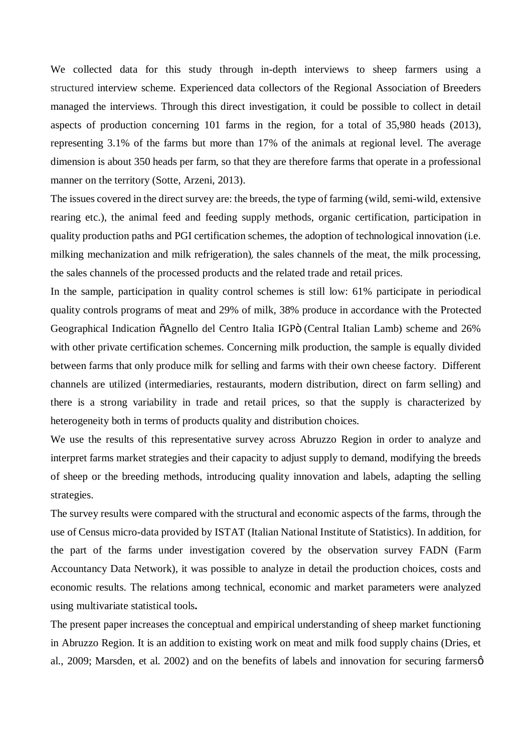We collected data for this study through in-depth interviews to sheep farmers using a structured interview scheme. Experienced data collectors of the Regional Association of Breeders managed the interviews. Through this direct investigation, it could be possible to collect in detail aspects of production concerning 101 farms in the region, for a total of 35,980 heads (2013), representing 3.1% of the farms but more than 17% of the animals at regional level. The average dimension is about 350 heads per farm, so that they are therefore farms that operate in a professional manner on the territory (Sotte, Arzeni, 2013).

The issues covered in the direct survey are: the breeds, the type of farming (wild, semi-wild, extensive rearing etc.), the animal feed and feeding supply methods, organic certification, participation in quality production paths and PGI certification schemes, the adoption of technological innovation (i.e. milking mechanization and milk refrigeration), the sales channels of the meat, the milk processing, the sales channels of the processed products and the related trade and retail prices.

In the sample, participation in quality control schemes is still low: 61% participate in periodical quality controls programs of meat and 29% of milk, 38% produce in accordance with the Protected Geographical Indication õAgnello del Centro Italia IGPö (Central Italian Lamb) scheme and 26% with other private certification schemes. Concerning milk production, the sample is equally divided between farms that only produce milk for selling and farms with their own cheese factory. Different channels are utilized (intermediaries, restaurants, modern distribution, direct on farm selling) and there is a strong variability in trade and retail prices, so that the supply is characterized by heterogeneity both in terms of products quality and distribution choices.

We use the results of this representative survey across Abruzzo Region in order to analyze and interpret farms market strategies and their capacity to adjust supply to demand, modifying the breeds of sheep or the breeding methods, introducing quality innovation and labels, adapting the selling strategies.

The survey results were compared with the structural and economic aspects of the farms, through the use of Census micro-data provided by ISTAT (Italian National Institute of Statistics). In addition, for the part of the farms under investigation covered by the observation survey FADN (Farm Accountancy Data Network), it was possible to analyze in detail the production choices, costs and economic results. The relations among technical, economic and market parameters were analyzed using multivariate statistical tools**.**

The present paper increases the conceptual and empirical understanding of sheep market functioning in Abruzzo Region. It is an addition to existing work on meat and milk food supply chains (Dries, et al., 2009; Marsden, et al. 2002) and on the benefits of labels and innovation for securing farmersô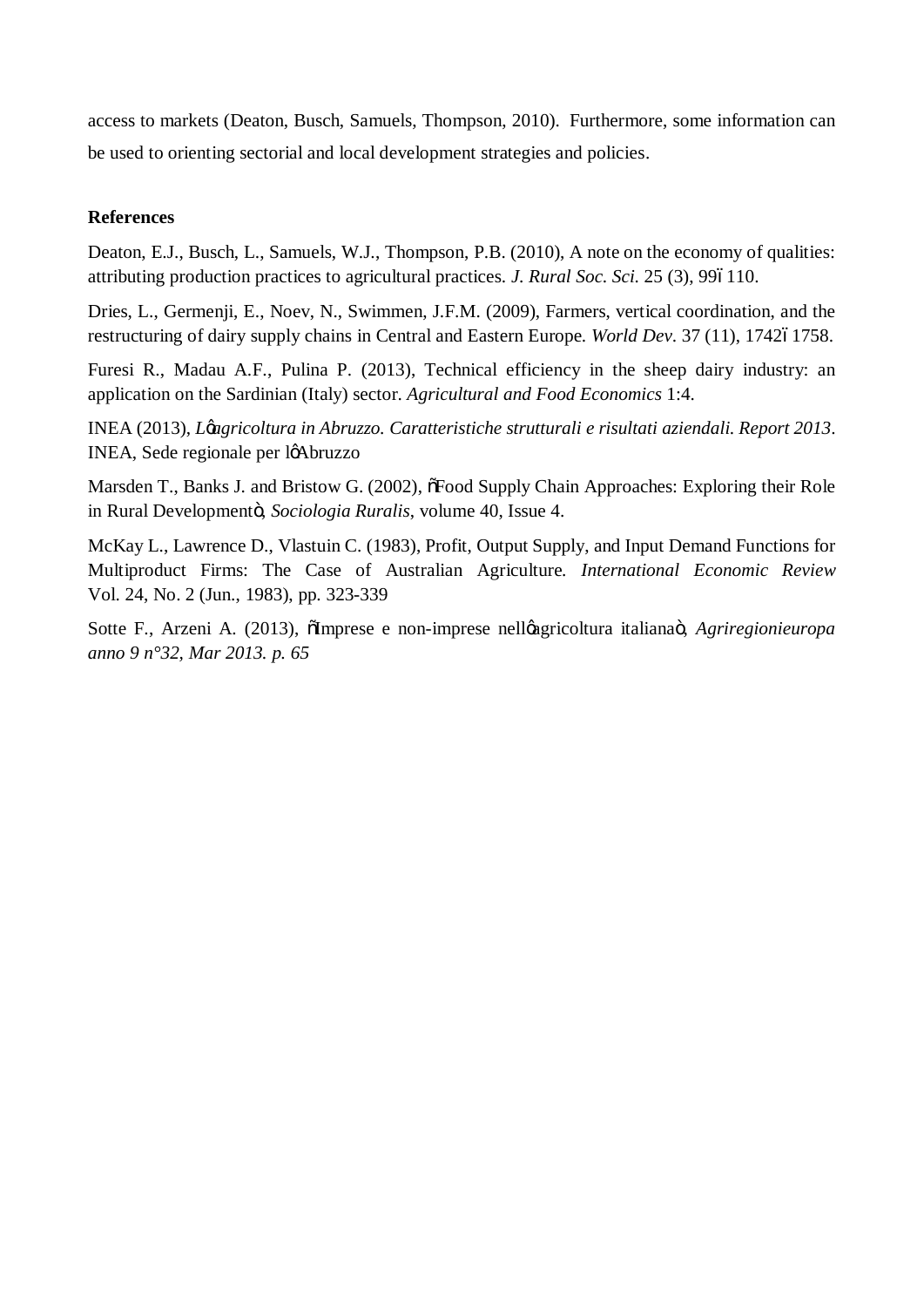access to markets (Deaton, Busch, Samuels, Thompson, 2010). Furthermore, some information can be used to orienting sectorial and local development strategies and policies.

**References**

Deaton, E.J., Busch, L., Samuels, W.J., Thompson, P.B. (2010), A note on the economy of qualities: attributing production practices to agricultural practices. *J. Rural Soc. Sci.* 25 (3), 99–110.

Dries, L., Germenji, E., Noev, N., Swimmen, J.F.M. (2009), Farmers, vertical coordination, and the restructuring of dairy supply chains in Central and Eastern Europe. *World Dev.* 37 (11), 1742–1758.

Furesi R., Madau A.F., Pulina P. (2013), Technical efficiency in the sheep dairy industry: an application on the Sardinian (Italy) sector. *Agricultural and Food Economics* 1:4.

INEA (2013), *L'agricoltura in Abruzzo. Caratteristiche strutturali e risultati aziendali. Report 2013*. INEA, Sede regionale per l'Abruzzo

Marsden T., Banks J. and Bristow G. (2002), "Food Supply Chain Approaches: Exploring their Role in Rural Development", *Sociologia Ruralis*, volume 40, Issue 4.

McKay L., Lawrence D., Vlastuin C. (1983), Profit, Output Supply, and Input Demand Functions for Multiproduct Firms: The Case of Australian Agriculture. *International Economic Review* Vol. 24, No. 2 (Jun., 1983), pp. 323-339

Sotte F., Arzeni A. (2013), "Imprese e non-imprese nell'agricoltura italiana", *Agriregionieuropa anno 9 n°32, Mar 2013. p. 65*